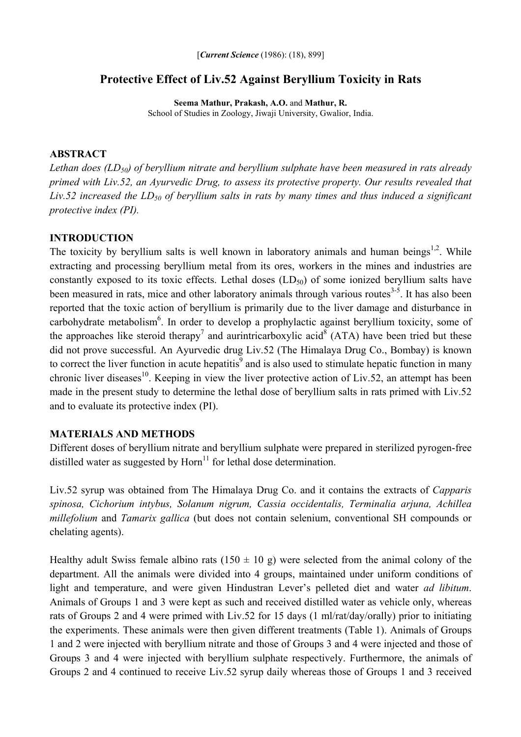[*Current Science* (1986): (18), 899]

# Protective Effect of Liv.52 Against Beryllium Toxicity in Rats

**Seema Mathur, Prakash, A.O.** and **Mathur, R.**
School of Studies in Zoology, Jiwaji University, Gwalior, India.

## ABSTRACT

*Lethan does ($LD_{50}$) of beryllium nitrate and beryllium sulphate have been measured in rats already primed with Liv.52, an Ayurvedic Drug, to assess its protective property. Our results revealed that Liv.52 increased the $LD_{50}$ of beryllium salts in rats by many times and thus induced a significant protective index (PI).*

## INTRODUCTION

The toxicity by beryllium salts is well known in laboratory animals and human beings[1,2]. While extracting and processing beryllium metal from its ores, workers in the mines and industries are constantly exposed to its toxic effects. Lethal doses ($LD_{50}$) of some ionized beryllium salts have been measured in rats, mice and other laboratory animals through various routes[3-5]. It has also been reported that the toxic action of beryllium is primarily due to the liver damage and disturbance in carbohydrate metabolism[6]. In order to develop a prophylactic against beryllium toxicity, some of the approaches like steroid therapy[7] and aurintricarboxylic acid[8] (ATA) have been tried but these did not prove successful. An Ayurvedic drug Liv.52 (The Himalaya Drug Co., Bombay) is known to correct the liver function in acute hepatitis[9] and is also used to stimulate hepatic function in many chronic liver diseases[10]. Keeping in view the liver protective action of Liv.52, an attempt has been made in the present study to determine the lethal dose of beryllium salts in rats primed with Liv.52 and to evaluate its protective index (PI).

## MATERIALS AND METHODS

Different doses of beryllium nitrate and beryllium sulphate were prepared in sterilized pyrogen-free distilled water as suggested by Horn[11] for lethal dose determination.

Liv.52 syrup was obtained from The Himalaya Drug Co. and it contains the extracts of *Capparis spinosa, Cichorium intybus, Solanum nigrum, Cassia occidentalis, Terminalia arjuna, Achillea millefolium* and *Tamarix gallica* (but does not contain selenium, conventional SH compounds or chelating agents).

Healthy adult Swiss female albino rats (150 ± 10 g) were selected from the animal colony of the department. All the animals were divided into 4 groups, maintained under uniform conditions of light and temperature, and were given Hindustran Lever's pelleted diet and water *ad libitum*. Animals of Groups 1 and 3 were kept as such and received distilled water as vehicle only, whereas rats of Groups 2 and 4 were primed with Liv.52 for 15 days (1 ml/rat/day/orally) prior to initiating the experiments. These animals were then given different treatments (Table 1). Animals of Groups 1 and 2 were injected with beryllium nitrate and those of Groups 3 and 4 were injected and those of Groups 3 and 4 were injected with beryllium sulphate respectively. Furthermore, the animals of Groups 2 and 4 continued to receive Liv.52 syrup daily whereas those of Groups 1 and 3 received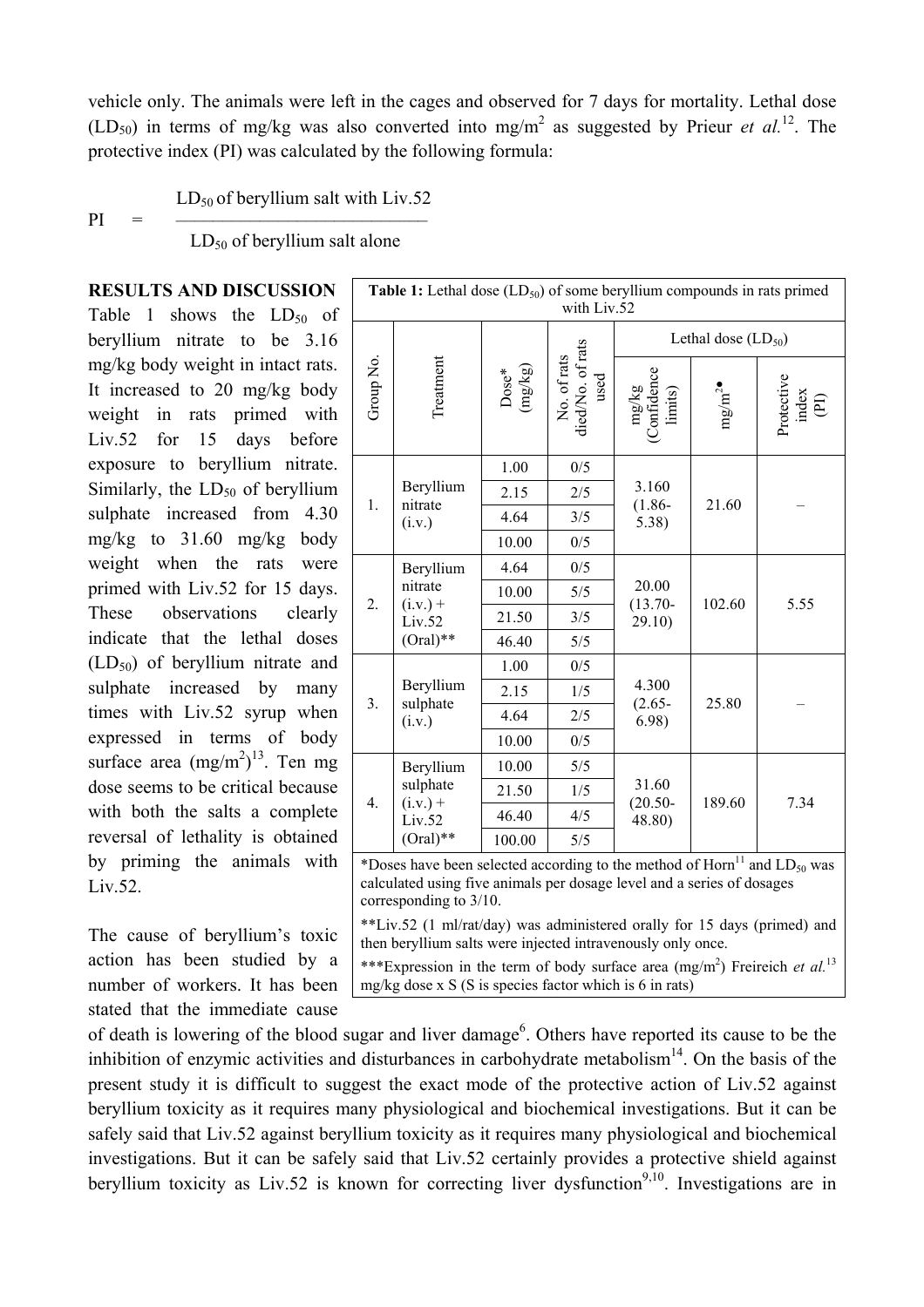vehicle only. The animals were left in the cages and observed for 7 days for mortality. Lethal dose ($LD_{50}$) in terms of mg/kg was also converted into $mg/m^2$ as suggested by Prieur *et al.*[12]. The protective index (PI) was calculated by the following formula:

$$PI = \frac{LD_{50} \text{ of beryllium salt with Liv.52}}{LD_{50} \text{ of beryllium salt alone}}$$

**RESULTS AND DISCUSSION**

Table 1 shows the $LD_{50}$ of beryllium nitrate to be 3.16 mg/kg body weight in intact rats. It increased to 20 mg/kg body weight in rats primed with Liv.52 for 15 days before exposure to beryllium nitrate. Similarly, the $LD_{50}$ of beryllium sulphate increased from 4.30 mg/kg to 31.60 mg/kg body weight when the rats were primed with Liv.52 for 15 days. These observations clearly indicate that the lethal doses ($LD_{50}$) of beryllium nitrate and sulphate increased by many times with Liv.52 syrup when expressed in terms of body surface area ($mg/m^2$)[13]. Ten mg dose seems to be critical because with both the salts a complete reversal of lethality is obtained by priming the animals with Liv.52.

**Table 1:** Lethal dose ($LD_{50}$) of some beryllium compounds in rats primed with Liv.52

| Group No. | Treatment | Dose* (mg/kg) | No. of rats died/No. of rats used | Lethal dose ($LD_{50}$) | | |
|---|---|---|---|---|---|---|
| | | | | mg/kg (Confidence limits) | $mg/m^2$*** | Protective index (PI) |
| 1. | Beryllium nitrate (i.v.) | 1.00 | 0/5 | 3.160 (1.86-5.38) | 21.60 | – |
| | | 2.15 | 2/5 | | | |
| | | 4.64 | 3/5 | | | |
| | | 10.00 | 0/5 | | | |
| 2. | Beryllium nitrate (i.v.) + Liv.52 (Oral)** | 4.64 | 0/5 | 20.00 (13.70-29.10) | 102.60 | 5.55 |
| | | 10.00 | 5/5 | | | |
| | | 21.50 | 3/5 | | | |
| | | 46.40 | 5/5 | | | |
| 3. | Beryllium sulphate (i.v.) | 1.00 | 0/5 | 4.300 (2.65-6.98) | 25.80 | – |
| | | 2.15 | 1/5 | | | |
| | | 4.64 | 2/5 | | | |
| | | 10.00 | 0/5 | | | |
| 4. | Beryllium sulphate (i.v.) + Liv.52 (Oral)** | 10.00 | 5/5 | 31.60 (20.50-48.80) | 189.60 | 7.34 |
| | | 21.50 | 1/5 | | | |
| | | 46.40 | 4/5 | | | |
| | | 100.00 | 5/5 | | | |

*Doses have been selected according to the method of Horn[11] and $LD_{50}$ was calculated using five animals per dosage level and a series of dosages corresponding to 3/10.

**Liv.52 (1 ml/rat/day) was administered orally for 15 days (primed) and then beryllium salts were injected intravenously only once.

***Expression in the term of body surface area ($mg/m^2$) Freireich *et al.*[13] mg/kg dose x S (S is species factor which is 6 in rats)

The cause of beryllium's toxic action has been studied by a number of workers. It has been stated that the immediate cause of death is lowering of the blood sugar and liver damage[6]. Others have reported its cause to be the inhibition of enzymic activities and disturbances in carbohydrate metabolism[14]. On the basis of the present study it is difficult to suggest the exact mode of the protective action of Liv.52 against beryllium toxicity as it requires many physiological and biochemical investigations. But it can be safely said that Liv.52 against beryllium toxicity as it requires many physiological and biochemical investigations. But it can be safely said that Liv.52 certainly provides a protective shield against beryllium toxicity as Liv.52 is known for correcting liver dysfunction[9,10]. Investigations are in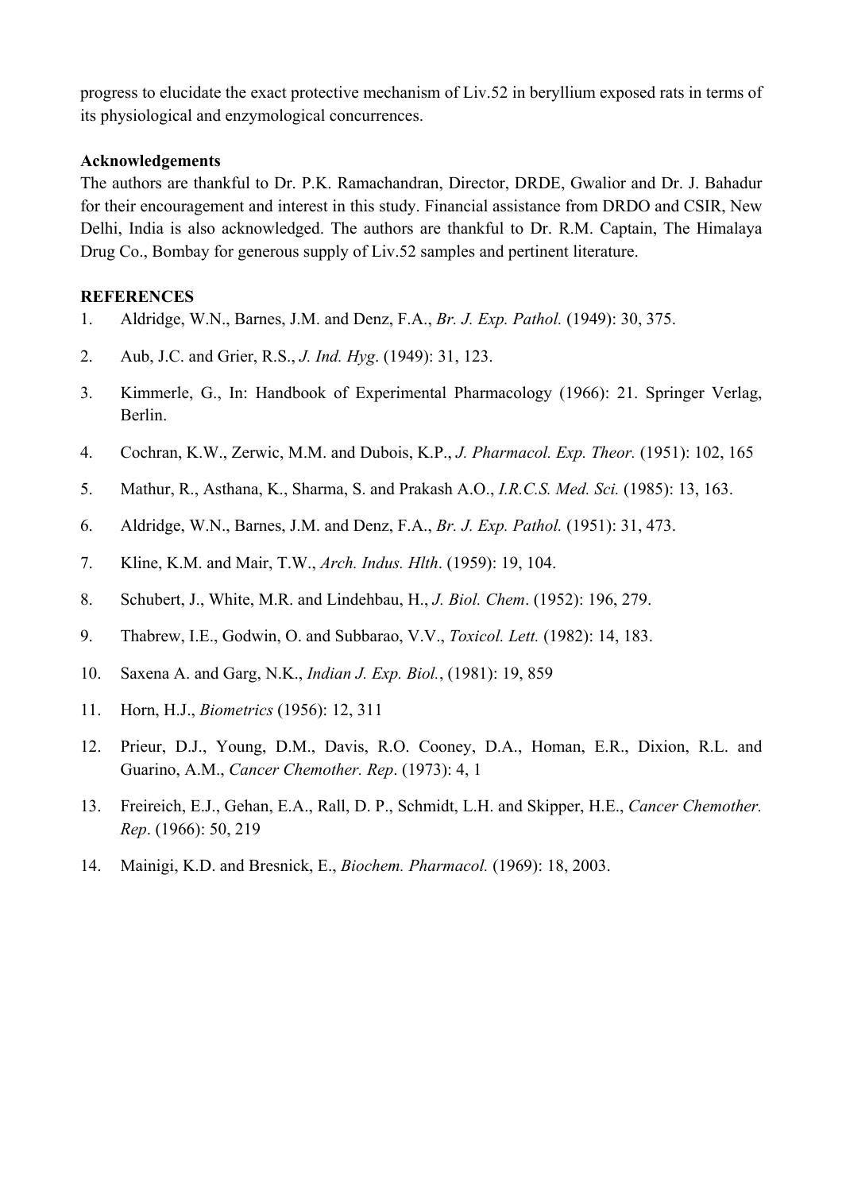progress to elucidate the exact protective mechanism of Liv.52 in beryllium exposed rats in terms of its physiological and enzymological concurrences.

**Acknowledgements**

The authors are thankful to Dr. P.K. Ramachandran, Director, DRDE, Gwalior and Dr. J. Bahadur for their encouragement and interest in this study. Financial assistance from DRDO and CSIR, New Delhi, India is also acknowledged. The authors are thankful to Dr. R.M. Captain, The Himalaya Drug Co., Bombay for generous supply of Liv.52 samples and pertinent literature.

**REFERENCES**

1. Aldridge, W.N., Barnes, J.M. and Denz, F.A., *Br. J. Exp. Pathol.* (1949): 30, 375.
2. Aub, J.C. and Grier, R.S., *J. Ind. Hyg*. (1949): 31, 123.
3. Kimmerle, G., In: Handbook of Experimental Pharmacology (1966): 21. Springer Verlag, Berlin.
4. Cochran, K.W., Zerwic, M.M. and Dubois, K.P., *J. Pharmacol. Exp. Theor.* (1951): 102, 165
5. Mathur, R., Asthana, K., Sharma, S. and Prakash A.O., *I.R.C.S. Med. Sci.* (1985): 13, 163.
6. Aldridge, W.N., Barnes, J.M. and Denz, F.A., *Br. J. Exp. Pathol.* (1951): 31, 473.
7. Kline, K.M. and Mair, T.W., *Arch. Indus. Hlth*. (1959): 19, 104.
8. Schubert, J., White, M.R. and Lindehbau, H., *J. Biol. Chem*. (1952): 196, 279.
9. Thabrew, I.E., Godwin, O. and Subbarao, V.V., *Toxicol. Lett.* (1982): 14, 183.
10. Saxena A. and Garg, N.K., *Indian J. Exp. Biol.*, (1981): 19, 859
11. Horn, H.J., *Biometrics* (1956): 12, 311
12. Prieur, D.J., Young, D.M., Davis, R.O. Cooney, D.A., Homan, E.R., Dixion, R.L. and Guarino, A.M., *Cancer Chemother. Rep*. (1973): 4, 1
13. Freireich, E.J., Gehan, E.A., Rall, D. P., Schmidt, L.H. and Skipper, H.E., *Cancer Chemother. Rep*. (1966): 50, 219
14. Mainigi, K.D. and Bresnick, E., *Biochem. Pharmacol.* (1969): 18, 2003.